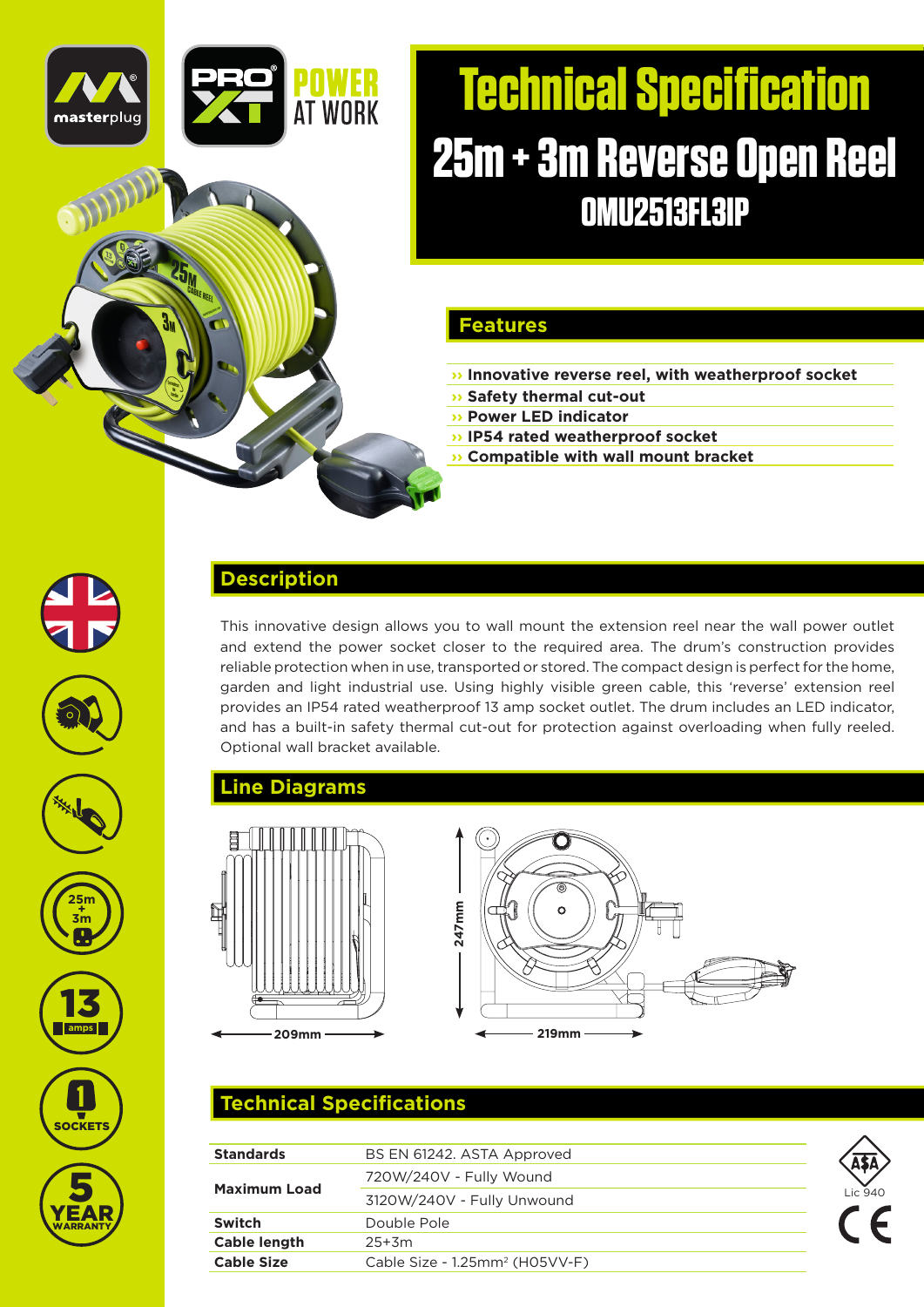# Technical Specification

## 25m + 3m Reverse Open Reel

### OMU2513FL3IP

masterplug

PRO XT POWER AT WORK

## Features

- Innovative reverse reel, with weatherproof socket
- Safety thermal cut-out
- Power LED indicator
- IP54 rated weatherproof socket
- Compatible with wall mount bracket

## Description

This innovative design allows you to wall mount the extension reel near the wall power outlet and extend the power socket closer to the required area. The drum's construction provides reliable protection when in use, transported or stored. The compact design is perfect for the home, garden and light industrial use. Using highly visible green cable, this 'reverse' extension reel provides an IP54 rated weatherproof 13 amp socket outlet. The drum includes an LED indicator, and has a built-in safety thermal cut-out for protection against overloading when fully reeled. Optional wall bracket available.

## Line Diagrams

209mm

247mm

219mm

## Technical Specifications

| | |
|---|---|
| **Standards** | BS EN 61242. ASTA Approved |
| **Maximum Load** | 720W/240V - Fully Wound |
| | 3120W/240V - Fully Unwound |
| **Switch** | Double Pole |
| **Cable length** | 25+3m |
| **Cable Size** | Cable Size - 1.25mm² (H05VV-F) |

ASTA Lic 940

CE

25m + 3m

13 amps

1 SOCKETS

5 YEAR WARRANTY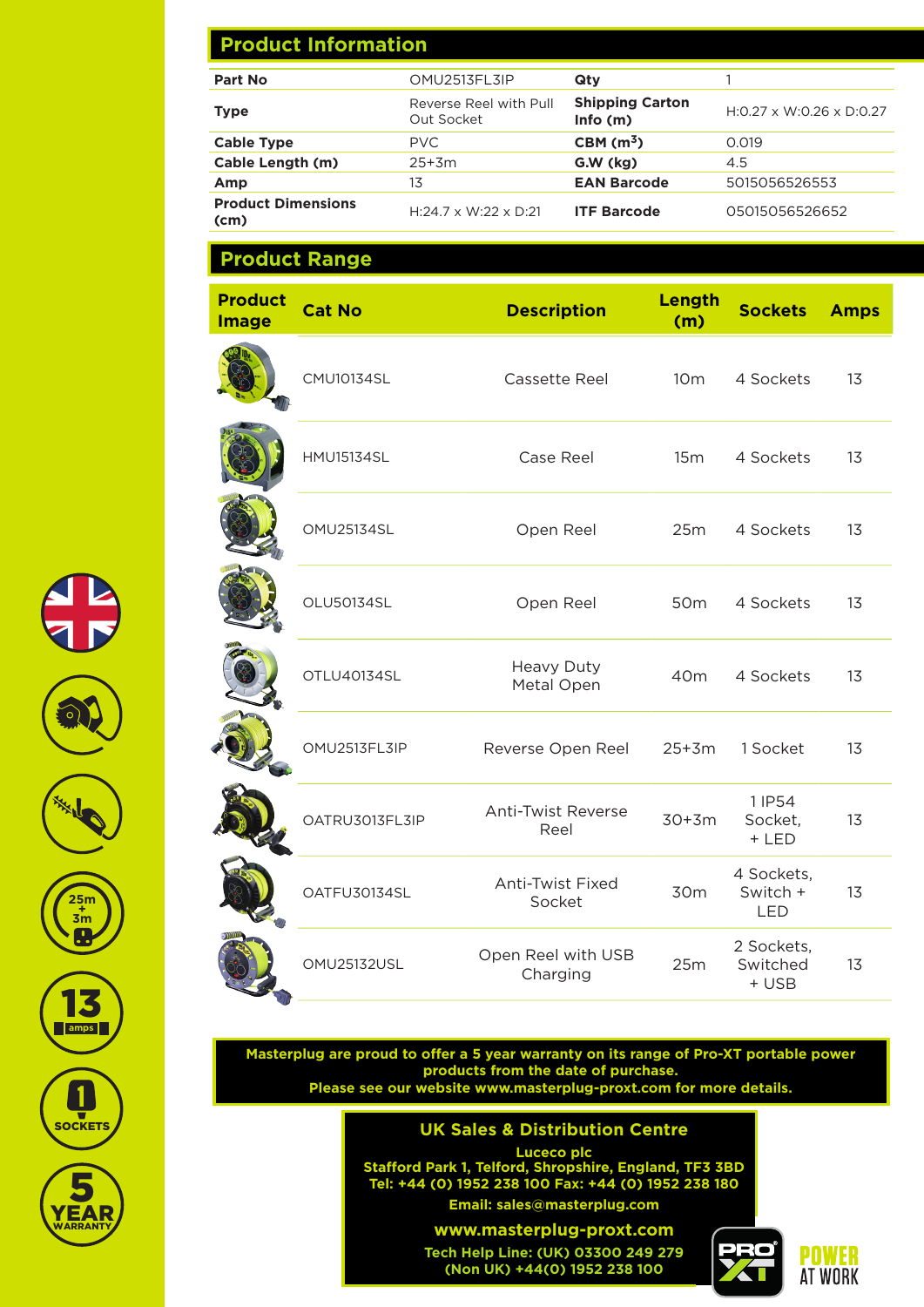## Product Information

| | | | |
|---|---|---|---|
| **Part No** | OMU2513FL3IP | **Qty** | 1 |
| **Type** | Reverse Reel with Pull Out Socket | **Shipping Carton Info (m)** | H:0.27 x W:0.26 x D:0.27 |
| **Cable Type** | PVC | **CBM ($m^3$)** | 0.019 |
| **Cable Length (m)** | 25+3m | **G.W (kg)** | 4.5 |
| **Amp** | 13 | **EAN Barcode** | 5015056526553 |
| **Product Dimensions (cm)** | H:24.7 x W:22 x D:21 | **ITF Barcode** | 05015056526652 |

## Product Range

| Product Image | Cat No | Description | Length (m) | Sockets | Amps |
|---|---|---|---|---|---|
| | CMU10134SL | Cassette Reel | 10m | 4 Sockets | 13 |
| | HMU15134SL | Case Reel | 15m | 4 Sockets | 13 |
| | OMU25134SL | Open Reel | 25m | 4 Sockets | 13 |
| | OLU50134SL | Open Reel | 50m | 4 Sockets | 13 |
| | OTLU40134SL | Heavy Duty Metal Open | 40m | 4 Sockets | 13 |
| | OMU2513FL3IP | Reverse Open Reel | 25+3m | 1 Socket | 13 |
| | OATRU3013FL3IP | Anti-Twist Reverse Reel | 30+3m | 1 IP54 Socket, + LED | 13 |
| | OATFU30134SL | Anti-Twist Fixed Socket | 30m | 4 Sockets, Switch + LED | 13 |
| | OMU25132USL | Open Reel with USB Charging | 25m | 2 Sockets, Switched + USB | 13 |

25m + 3m

13 amps

1 SOCKETS

5 YEAR WARRANTY

**Masterplug are proud to offer a 5 year warranty on its range of Pro-XT portable power products from the date of purchase.**
**Please see our website www.masterplug-proxt.com for more details.**

**UK Sales & Distribution Centre**

**Luceco plc**
**Stafford Park 1, Telford, Shropshire, England, TF3 3BD**
**Tel: +44 (0) 1952 238 100 Fax: +44 (0) 1952 238 180**

**Email: sales@masterplug.com**

**www.masterplug-proxt.com**

**Tech Help Line: (UK) 03300 249 279**
**(Non UK) +44(0) 1952 238 100**

PRO XT

POWER AT WORK